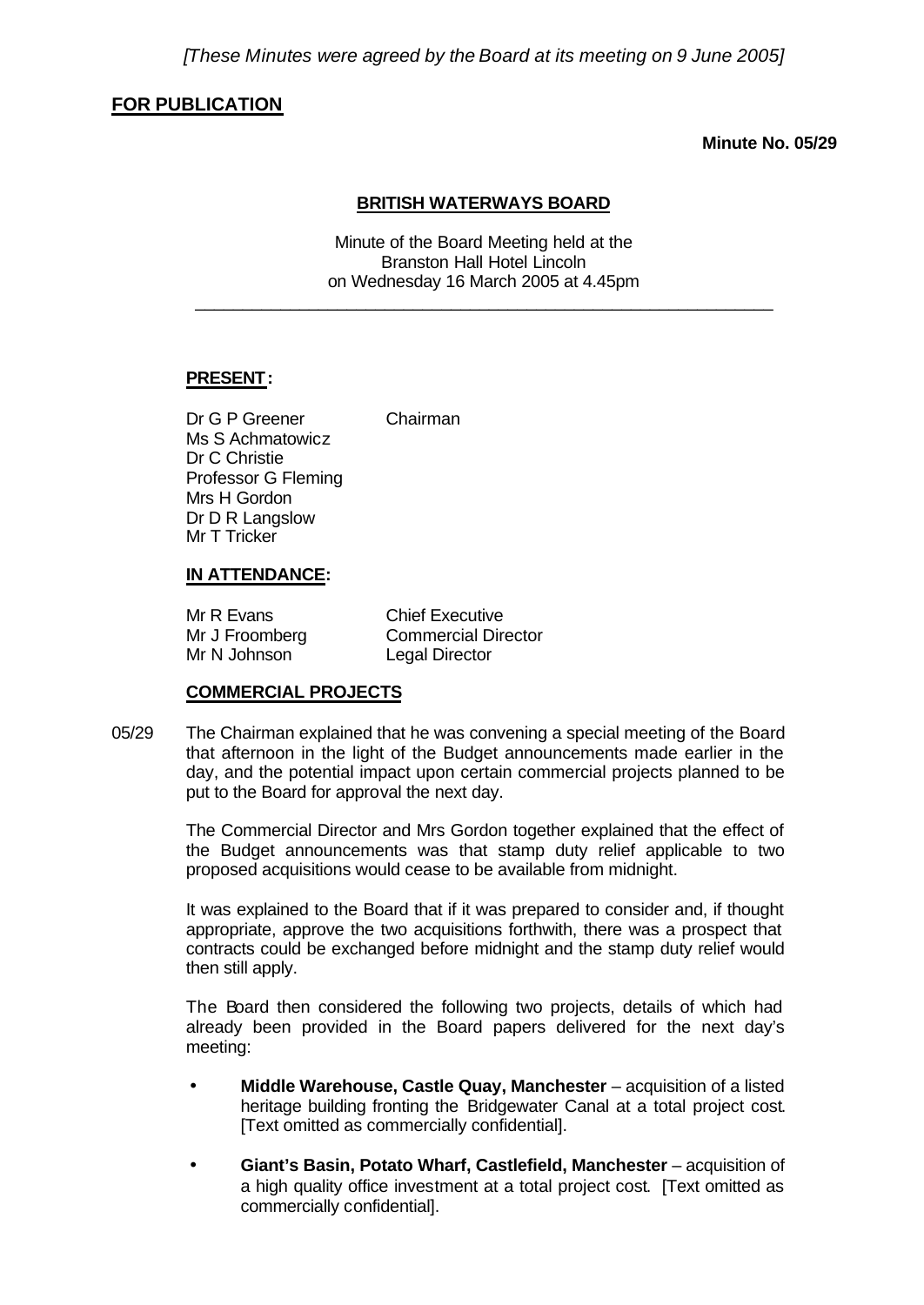*[These Minutes were agreed by the Board at its meeting on 9 June 2005]*

**FOR PUBLICATION**

**Minute No. 05/29**

## BRITISH WATERWAYS BOARD

Minute of the Board Meeting held at the
Branston Hall Hotel Lincoln
on Wednesday 16 March 2005 at 4.45pm

---

**PRESENT:**

| | |
|---|---|
| Dr G P Greener | Chairman |
| Ms S Achmatowicz | |
| Dr C Christie | |
| Professor G Fleming | |
| Mrs H Gordon | |
| Dr D R Langslow | |
| Mr T Tricker | |

**IN ATTENDANCE:**

| | |
|---|---|
| Mr R Evans | Chief Executive |
| Mr J Froomberg | Commercial Director |
| Mr N Johnson | Legal Director |

**COMMERCIAL PROJECTS**

05/29 The Chairman explained that he was convening a special meeting of the Board that afternoon in the light of the Budget announcements made earlier in the day, and the potential impact upon certain commercial projects planned to be put to the Board for approval the next day.

The Commercial Director and Mrs Gordon together explained that the effect of the Budget announcements was that stamp duty relief applicable to two proposed acquisitions would cease to be available from midnight.

It was explained to the Board that if it was prepared to consider and, if thought appropriate, approve the two acquisitions forthwith, there was a prospect that contracts could be exchanged before midnight and the stamp duty relief would then still apply.

The Board then considered the following two projects, details of which had already been provided in the Board papers delivered for the next day's meeting:

- **Middle Warehouse, Castle Quay, Manchester** – acquisition of a listed heritage building fronting the Bridgewater Canal at a total project cost. [Text omitted as commercially confidential].
- **Giant's Basin, Potato Wharf, Castlefield, Manchester** – acquisition of a high quality office investment at a total project cost. [Text omitted as commercially confidential].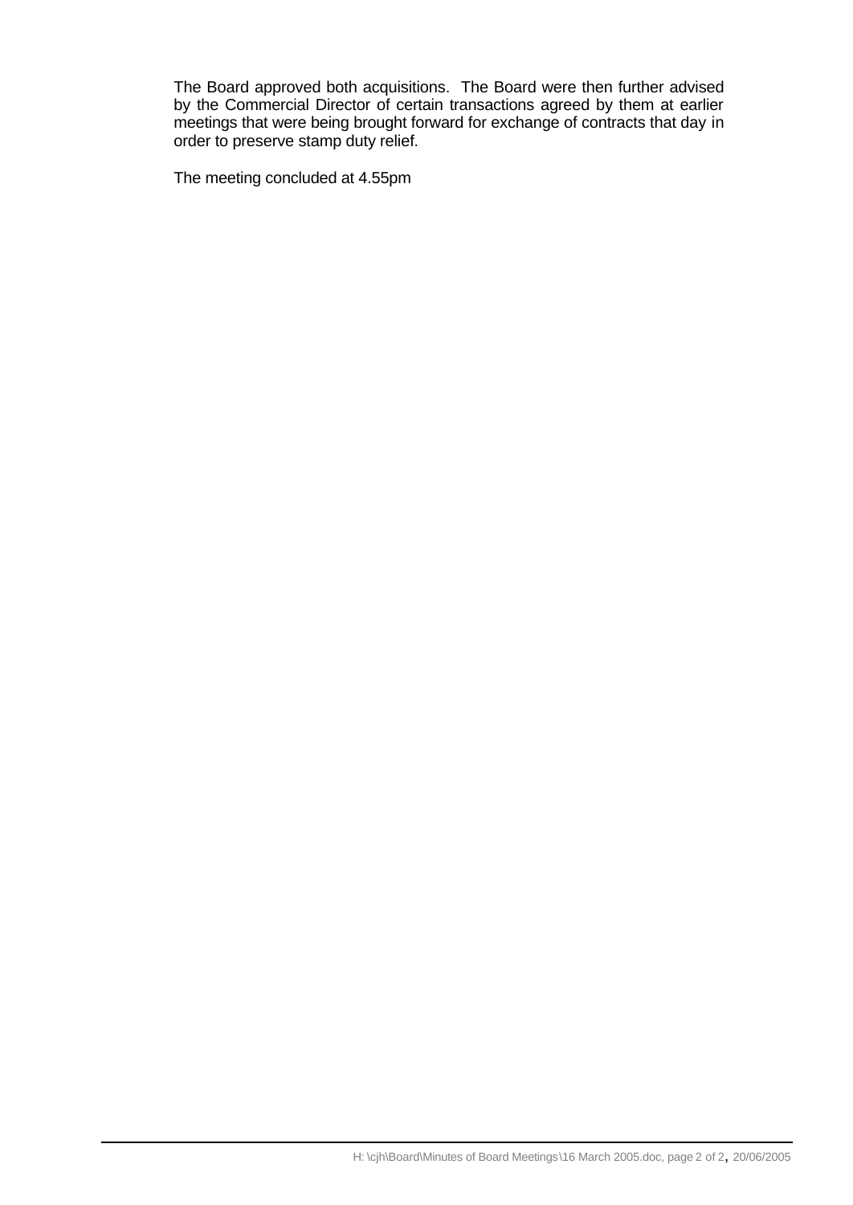The Board approved both acquisitions. The Board were then further advised by the Commercial Director of certain transactions agreed by them at earlier meetings that were being brought forward for exchange of contracts that day in order to preserve stamp duty relief.

The meeting concluded at 4.55pm